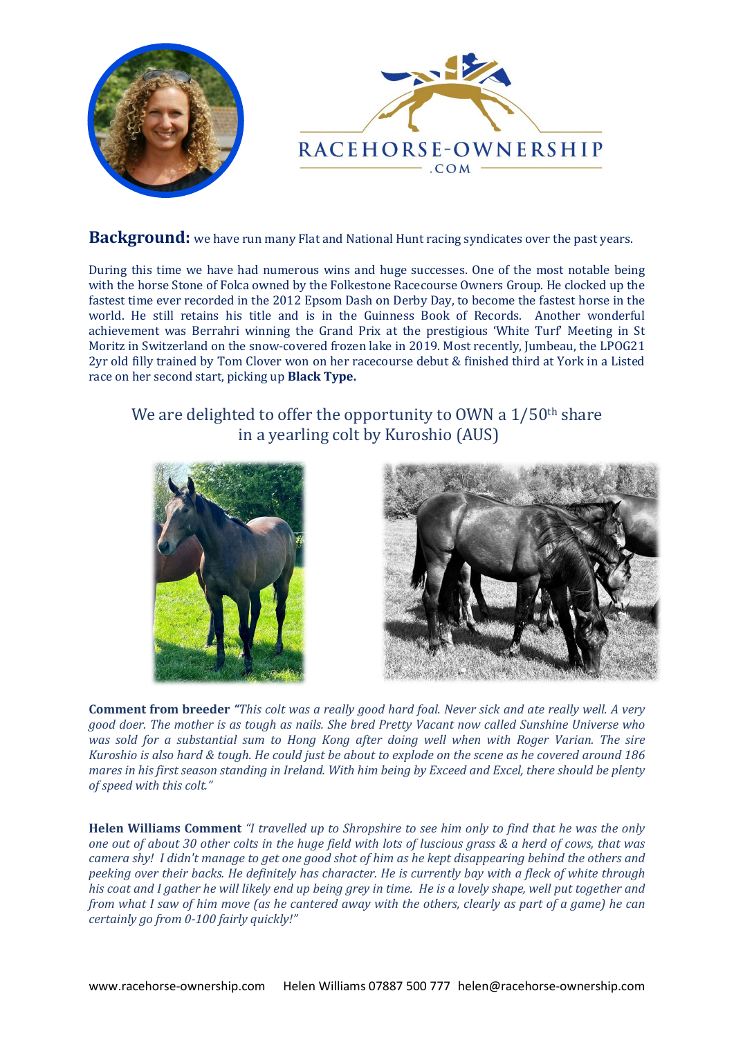RACEHORSE-OWNERSHIP .COM

**Background:** we have run many Flat and National Hunt racing syndicates over the past years.

During this time we have had numerous wins and huge successes. One of the most notable being with the horse Stone of Folca owned by the Folkestone Racecourse Owners Group. He clocked up the fastest time ever recorded in the 2012 Epsom Dash on Derby Day, to become the fastest horse in the world. He still retains his title and is in the Guinness Book of Records. Another wonderful achievement was Berrahri winning the Grand Prix at the prestigious 'White Turf' Meeting in St Moritz in Switzerland on the snow-covered frozen lake in 2019. Most recently, Jumbeau, the LPOG21 2yr old filly trained by Tom Clover won on her racecourse debut & finished third at York in a Listed race on her second start, picking up **Black Type.**

## We are delighted to offer the opportunity to OWN a 1/50th share in a yearling colt by Kuroshio (AUS)

**Comment from breeder** *"This colt was a really good hard foal. Never sick and ate really well. A very good doer. The mother is as tough as nails. She bred Pretty Vacant now called Sunshine Universe who was sold for a substantial sum to Hong Kong after doing well when with Roger Varian. The sire Kuroshio is also hard & tough. He could just be about to explode on the scene as he covered around 186 mares in his first season standing in Ireland. With him being by Exceed and Excel, there should be plenty of speed with this colt."*

**Helen Williams Comment** *"I travelled up to Shropshire to see him only to find that he was the only one out of about 30 other colts in the huge field with lots of luscious grass & a herd of cows, that was camera shy! I didn't manage to get one good shot of him as he kept disappearing behind the others and peeking over their backs. He definitely has character. He is currently bay with a fleck of white through his coat and I gather he will likely end up being grey in time. He is a lovely shape, well put together and from what I saw of him move (as he cantered away with the others, clearly as part of a game) he can certainly go from 0-100 fairly quickly!"*

www.racehorse-ownership.com Helen Williams 07887 500 777 helen@racehorse-ownership.com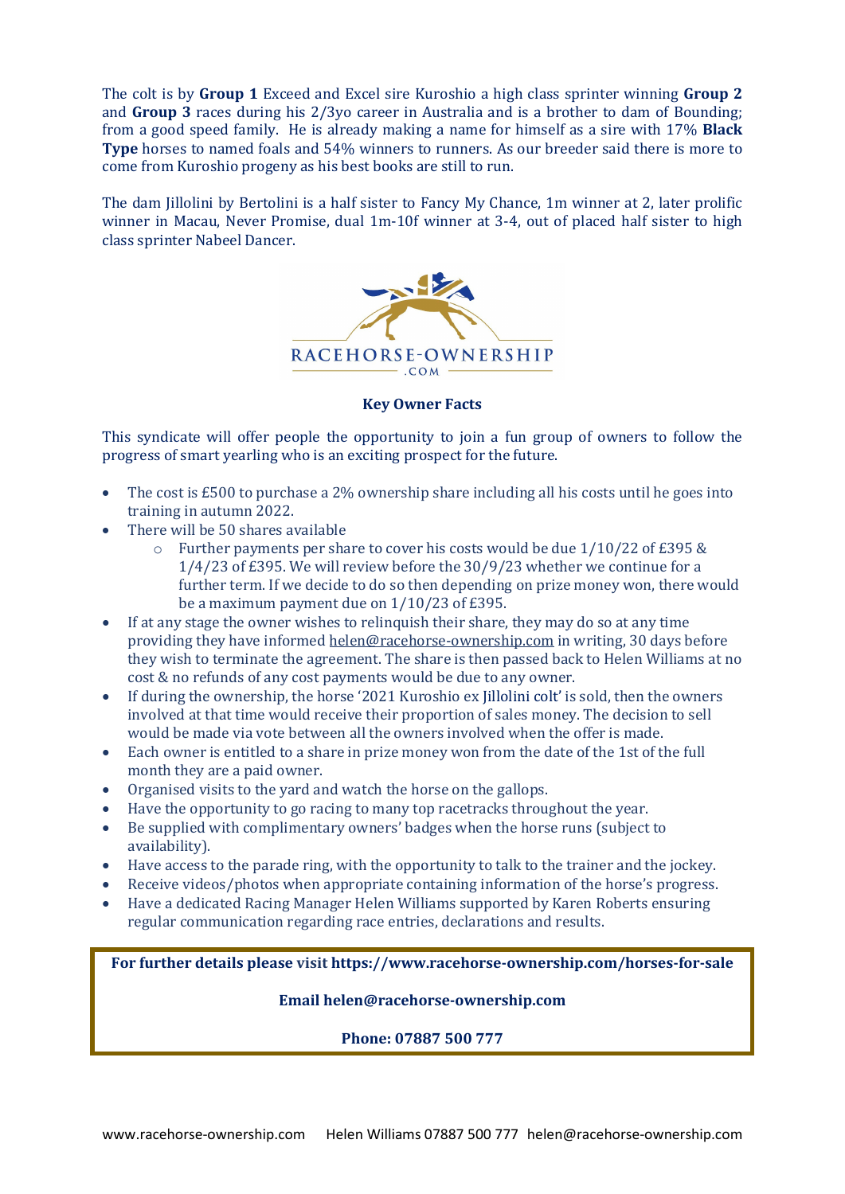The colt is by **Group 1** Exceed and Excel sire Kuroshio a high class sprinter winning **Group 2** and **Group 3** races during his 2/3yo career in Australia and is a brother to dam of Bounding; from a good speed family. He is already making a name for himself as a sire with 17% **Black Type** horses to named foals and 54% winners to runners. As our breeder said there is more to come from Kuroshio progeny as his best books are still to run.

The dam Jillolini by Bertolini is a half sister to Fancy My Chance, 1m winner at 2, later prolific winner in Macau, Never Promise, dual 1m-10f winner at 3-4, out of placed half sister to high class sprinter Nabeel Dancer.

RACEHORSE-OWNERSHIP
.COM

**Key Owner Facts**

This syndicate will offer people the opportunity to join a fun group of owners to follow the progress of smart yearling who is an exciting prospect for the future.

- The cost is £500 to purchase a 2% ownership share including all his costs until he goes into training in autumn 2022.
- There will be 50 shares available
    - Further payments per share to cover his costs would be due 1/10/22 of £395 & 1/4/23 of £395. We will review before the 30/9/23 whether we continue for a further term. If we decide to do so then depending on prize money won, there would be a maximum payment due on 1/10/23 of £395.
- If at any stage the owner wishes to relinquish their share, they may do so at any time providing they have informed helen@racehorse-ownership.com in writing, 30 days before they wish to terminate the agreement. The share is then passed back to Helen Williams at no cost & no refunds of any cost payments would be due to any owner.
- If during the ownership, the horse '2021 Kuroshio ex Jillolini colt' is sold, then the owners involved at that time would receive their proportion of sales money. The decision to sell would be made via vote between all the owners involved when the offer is made.
- Each owner is entitled to a share in prize money won from the date of the 1st of the full month they are a paid owner.
- Organised visits to the yard and watch the horse on the gallops.
- Have the opportunity to go racing to many top racetracks throughout the year.
- Be supplied with complimentary owners' badges when the horse runs (subject to availability).
- Have access to the parade ring, with the opportunity to talk to the trainer and the jockey.
- Receive videos/photos when appropriate containing information of the horse's progress.
- Have a dedicated Racing Manager Helen Williams supported by Karen Roberts ensuring regular communication regarding race entries, declarations and results.

**For further details please visit https://www.racehorse-ownership.com/horses-for-sale**

**Email helen@racehorse-ownership.com**

**Phone: 07887 500 777**